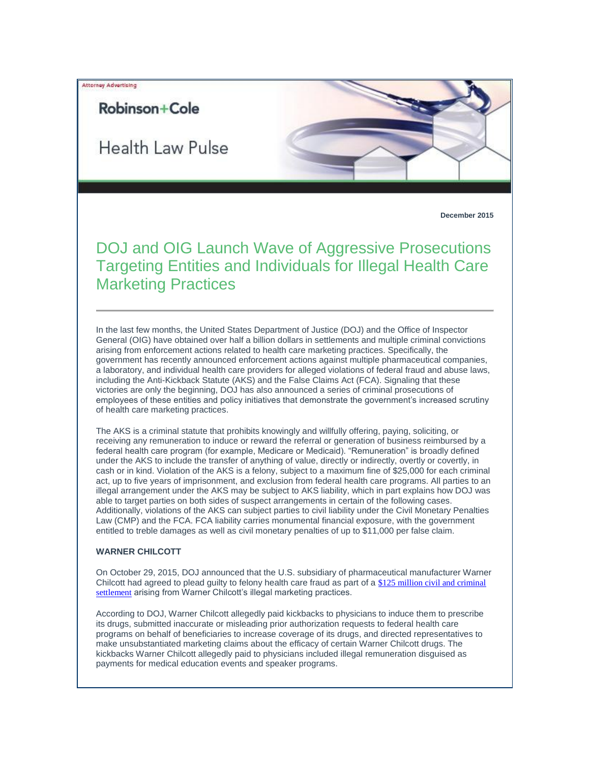Attorney Advertising

Robinson+Cole

Health Law Pulse

**December 2015**

# DOJ and OIG Launch Wave of Aggressive Prosecutions Targeting Entities and Individuals for Illegal Health Care Marketing Practices

In the last few months, the United States Department of Justice (DOJ) and the Office of Inspector General (OIG) have obtained over half a billion dollars in settlements and multiple criminal convictions arising from enforcement actions related to health care marketing practices. Specifically, the government has recently announced enforcement actions against multiple pharmaceutical companies, a laboratory, and individual health care providers for alleged violations of federal fraud and abuse laws, including the Anti-Kickback Statute (AKS) and the False Claims Act (FCA). Signaling that these victories are only the beginning, DOJ has also announced a series of criminal prosecutions of employees of these entities and policy initiatives that demonstrate the government's increased scrutiny of health care marketing practices.

The AKS is a criminal statute that prohibits knowingly and willfully offering, paying, soliciting, or receiving any remuneration to induce or reward the referral or generation of business reimbursed by a federal health care program (for example, Medicare or Medicaid). "Remuneration" is broadly defined under the AKS to include the transfer of anything of value, directly or indirectly, overtly or covertly, in cash or in kind. Violation of the AKS is a felony, subject to a maximum fine of $25,000 for each criminal act, up to five years of imprisonment, and exclusion from federal health care programs. All parties to an illegal arrangement under the AKS may be subject to AKS liability, which in part explains how DOJ was able to target parties on both sides of suspect arrangements in certain of the following cases. Additionally, violations of the AKS can subject parties to civil liability under the Civil Monetary Penalties Law (CMP) and the FCA. FCA liability carries monumental financial exposure, with the government entitled to treble damages as well as civil monetary penalties of up to $11,000 per false claim.

**WARNER CHILCOTT**

On October 29, 2015, DOJ announced that the U.S. subsidiary of pharmaceutical manufacturer Warner Chilcott had agreed to plead guilty to felony health care fraud as part of a $125 million civil and criminal settlement arising from Warner Chilcott's illegal marketing practices.

According to DOJ, Warner Chilcott allegedly paid kickbacks to physicians to induce them to prescribe its drugs, submitted inaccurate or misleading prior authorization requests to federal health care programs on behalf of beneficiaries to increase coverage of its drugs, and directed representatives to make unsubstantiated marketing claims about the efficacy of certain Warner Chilcott drugs. The kickbacks Warner Chilcott allegedly paid to physicians included illegal remuneration disguised as payments for medical education events and speaker programs.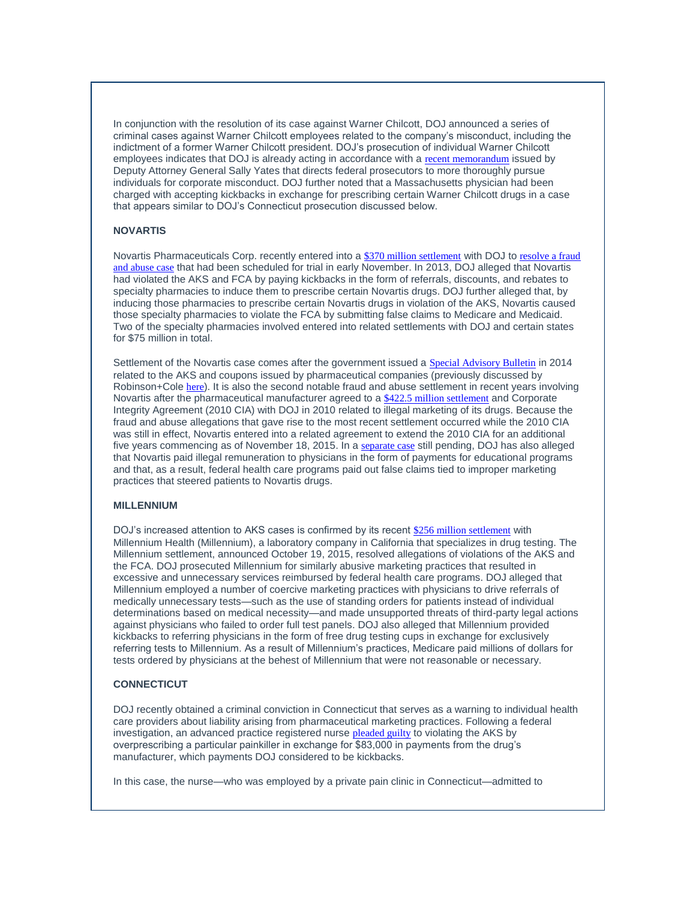In conjunction with the resolution of its case against Warner Chilcott, DOJ announced a series of criminal cases against Warner Chilcott employees related to the company's misconduct, including the indictment of a former Warner Chilcott president. DOJ's prosecution of individual Warner Chilcott employees indicates that DOJ is already acting in accordance with a recent memorandum issued by Deputy Attorney General Sally Yates that directs federal prosecutors to more thoroughly pursue individuals for corporate misconduct. DOJ further noted that a Massachusetts physician had been charged with accepting kickbacks in exchange for prescribing certain Warner Chilcott drugs in a case that appears similar to DOJ's Connecticut prosecution discussed below.

**NOVARTIS**

Novartis Pharmaceuticals Corp. recently entered into a $370 million settlement with DOJ to resolve a fraud and abuse case that had been scheduled for trial in early November. In 2013, DOJ alleged that Novartis had violated the AKS and FCA by paying kickbacks in the form of referrals, discounts, and rebates to specialty pharmacies to induce them to prescribe certain Novartis drugs. DOJ further alleged that, by inducing those pharmacies to prescribe certain Novartis drugs in violation of the AKS, Novartis caused those specialty pharmacies to violate the FCA by submitting false claims to Medicare and Medicaid. Two of the specialty pharmacies involved entered into related settlements with DOJ and certain states for $75 million in total.

Settlement of the Novartis case comes after the government issued a Special Advisory Bulletin in 2014 related to the AKS and coupons issued by pharmaceutical companies (previously discussed by Robinson+Cole here). It is also the second notable fraud and abuse settlement in recent years involving Novartis after the pharmaceutical manufacturer agreed to a $422.5 million settlement and Corporate Integrity Agreement (2010 CIA) with DOJ in 2010 related to illegal marketing of its drugs. Because the fraud and abuse allegations that gave rise to the most recent settlement occurred while the 2010 CIA was still in effect, Novartis entered into a related agreement to extend the 2010 CIA for an additional five years commencing as of November 18, 2015. In a separate case still pending, DOJ has also alleged that Novartis paid illegal remuneration to physicians in the form of payments for educational programs and that, as a result, federal health care programs paid out false claims tied to improper marketing practices that steered patients to Novartis drugs.

**MILLENNIUM**

DOJ's increased attention to AKS cases is confirmed by its recent $256 million settlement with Millennium Health (Millennium), a laboratory company in California that specializes in drug testing. The Millennium settlement, announced October 19, 2015, resolved allegations of violations of the AKS and the FCA. DOJ prosecuted Millennium for similarly abusive marketing practices that resulted in excessive and unnecessary services reimbursed by federal health care programs. DOJ alleged that Millennium employed a number of coercive marketing practices with physicians to drive referrals of medically unnecessary tests—such as the use of standing orders for patients instead of individual determinations based on medical necessity—and made unsupported threats of third-party legal actions against physicians who failed to order full test panels. DOJ also alleged that Millennium provided kickbacks to referring physicians in the form of free drug testing cups in exchange for exclusively referring tests to Millennium. As a result of Millennium's practices, Medicare paid millions of dollars for tests ordered by physicians at the behest of Millennium that were not reasonable or necessary.

**CONNECTICUT**

DOJ recently obtained a criminal conviction in Connecticut that serves as a warning to individual health care providers about liability arising from pharmaceutical marketing practices. Following a federal investigation, an advanced practice registered nurse pleaded guilty to violating the AKS by overprescribing a particular painkiller in exchange for $83,000 in payments from the drug's manufacturer, which payments DOJ considered to be kickbacks.

In this case, the nurse—who was employed by a private pain clinic in Connecticut—admitted to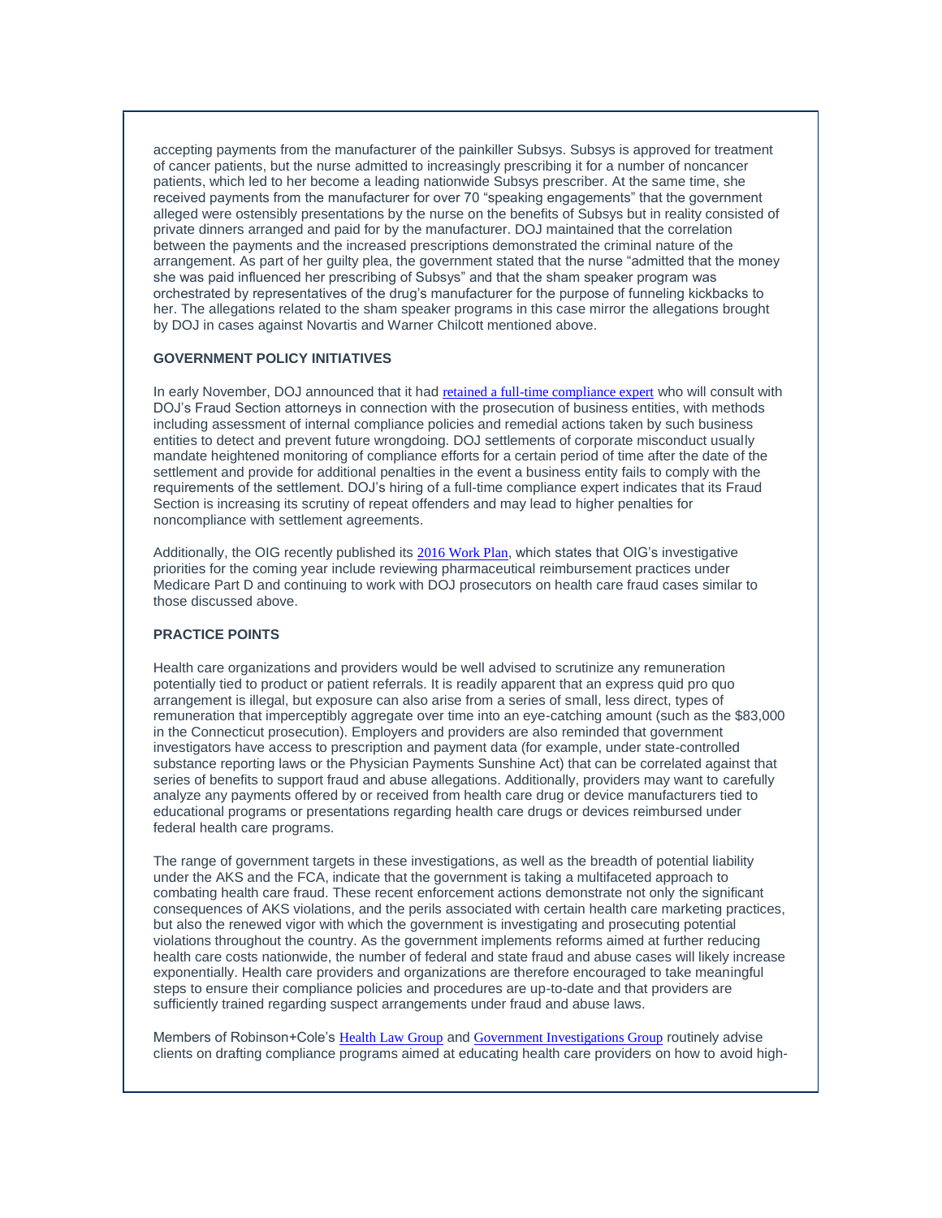accepting payments from the manufacturer of the painkiller Subsys. Subsys is approved for treatment of cancer patients, but the nurse admitted to increasingly prescribing it for a number of noncancer patients, which led to her become a leading nationwide Subsys prescriber. At the same time, she received payments from the manufacturer for over 70 "speaking engagements" that the government alleged were ostensibly presentations by the nurse on the benefits of Subsys but in reality consisted of private dinners arranged and paid for by the manufacturer. DOJ maintained that the correlation between the payments and the increased prescriptions demonstrated the criminal nature of the arrangement. As part of her guilty plea, the government stated that the nurse "admitted that the money she was paid influenced her prescribing of Subsys" and that the sham speaker program was orchestrated by representatives of the drug's manufacturer for the purpose of funneling kickbacks to her. The allegations related to the sham speaker programs in this case mirror the allegations brought by DOJ in cases against Novartis and Warner Chilcott mentioned above.

**GOVERNMENT POLICY INITIATIVES**

In early November, DOJ announced that it had retained a full-time compliance expert who will consult with DOJ's Fraud Section attorneys in connection with the prosecution of business entities, with methods including assessment of internal compliance policies and remedial actions taken by such business entities to detect and prevent future wrongdoing. DOJ settlements of corporate misconduct usually mandate heightened monitoring of compliance efforts for a certain period of time after the date of the settlement and provide for additional penalties in the event a business entity fails to comply with the requirements of the settlement. DOJ's hiring of a full-time compliance expert indicates that its Fraud Section is increasing its scrutiny of repeat offenders and may lead to higher penalties for noncompliance with settlement agreements.

Additionally, the OIG recently published its 2016 Work Plan, which states that OIG's investigative priorities for the coming year include reviewing pharmaceutical reimbursement practices under Medicare Part D and continuing to work with DOJ prosecutors on health care fraud cases similar to those discussed above.

**PRACTICE POINTS**

Health care organizations and providers would be well advised to scrutinize any remuneration potentially tied to product or patient referrals. It is readily apparent that an express quid pro quo arrangement is illegal, but exposure can also arise from a series of small, less direct, types of remuneration that imperceptibly aggregate over time into an eye-catching amount (such as the $83,000 in the Connecticut prosecution). Employers and providers are also reminded that government investigators have access to prescription and payment data (for example, under state-controlled substance reporting laws or the Physician Payments Sunshine Act) that can be correlated against that series of benefits to support fraud and abuse allegations. Additionally, providers may want to carefully analyze any payments offered by or received from health care drug or device manufacturers tied to educational programs or presentations regarding health care drugs or devices reimbursed under federal health care programs.

The range of government targets in these investigations, as well as the breadth of potential liability under the AKS and the FCA, indicate that the government is taking a multifaceted approach to combating health care fraud. These recent enforcement actions demonstrate not only the significant consequences of AKS violations, and the perils associated with certain health care marketing practices, but also the renewed vigor with which the government is investigating and prosecuting potential violations throughout the country. As the government implements reforms aimed at further reducing health care costs nationwide, the number of federal and state fraud and abuse cases will likely increase exponentially. Health care providers and organizations are therefore encouraged to take meaningful steps to ensure their compliance policies and procedures are up-to-date and that providers are sufficiently trained regarding suspect arrangements under fraud and abuse laws.

Members of Robinson+Cole's Health Law Group and Government Investigations Group routinely advise clients on drafting compliance programs aimed at educating health care providers on how to avoid high-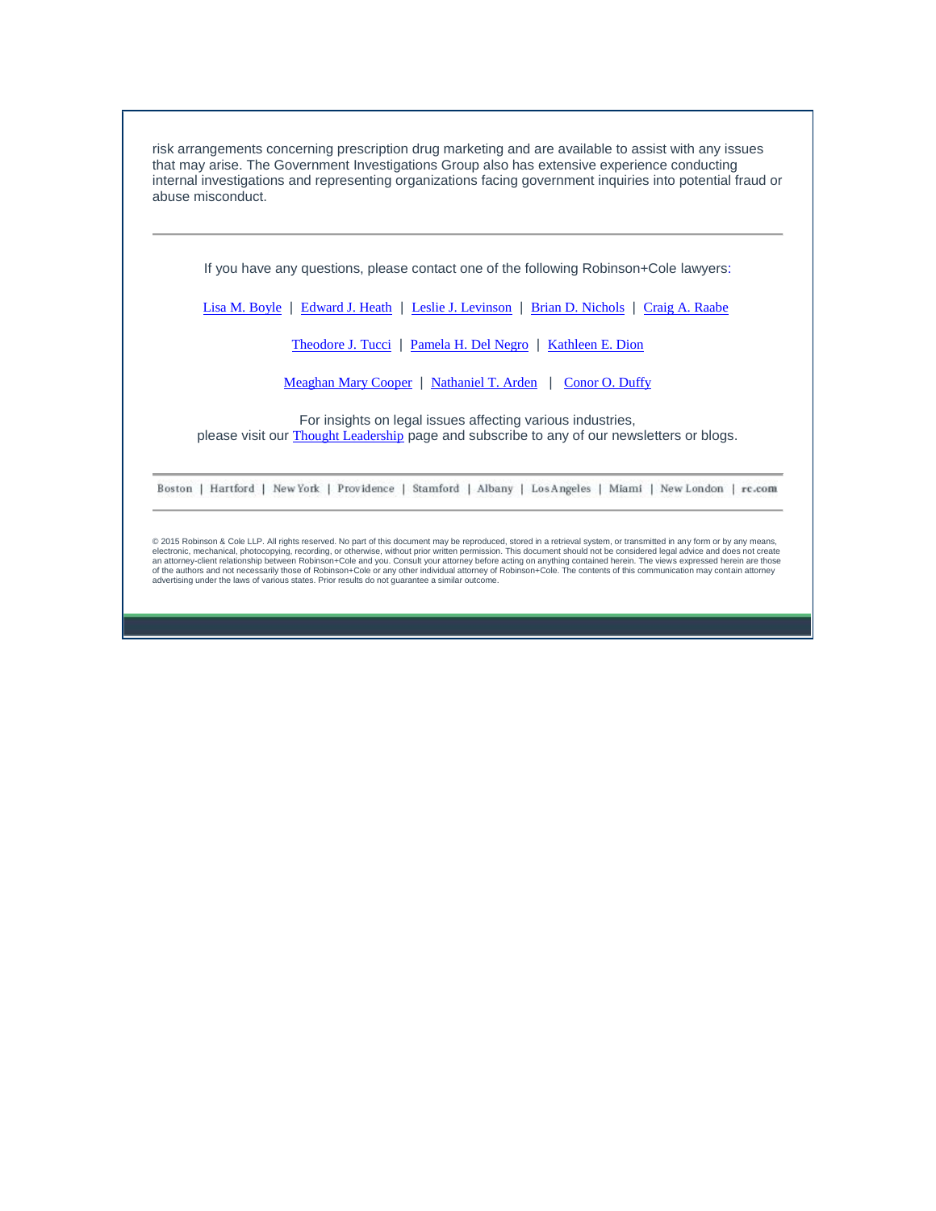risk arrangements concerning prescription drug marketing and are available to assist with any issues that may arise. The Government Investigations Group also has extensive experience conducting internal investigations and representing organizations facing government inquiries into potential fraud or abuse misconduct.

---

If you have any questions, please contact one of the following Robinson+Cole lawyers:

Lisa M. Boyle | Edward J. Heath | Leslie J. Levinson | Brian D. Nichols | Craig A. Raabe

Theodore J. Tucci | Pamela H. Del Negro | Kathleen E. Dion

Meaghan Mary Cooper | Nathaniel T. Arden | Conor O. Duffy

For insights on legal issues affecting various industries,
please visit our Thought Leadership page and subscribe to any of our newsletters or blogs.

---

Boston | Hartford | New York | Providence | Stamford | Albany | Los Angeles | Miami | New London | rc.com

---

© 2015 Robinson & Cole LLP. All rights reserved. No part of this document may be reproduced, stored in a retrieval system, or transmitted in any form or by any means, electronic, mechanical, photocopying, recording, or otherwise, without prior written permission. This document should not be considered legal advice and does not create an attorney-client relationship between Robinson+Cole and you. Consult your attorney before acting on anything contained herein. The views expressed herein are those of the authors and not necessarily those of Robinson+Cole or any other individual attorney of Robinson+Cole. The contents of this communication may contain attorney advertising under the laws of various states. Prior results do not guarantee a similar outcome.